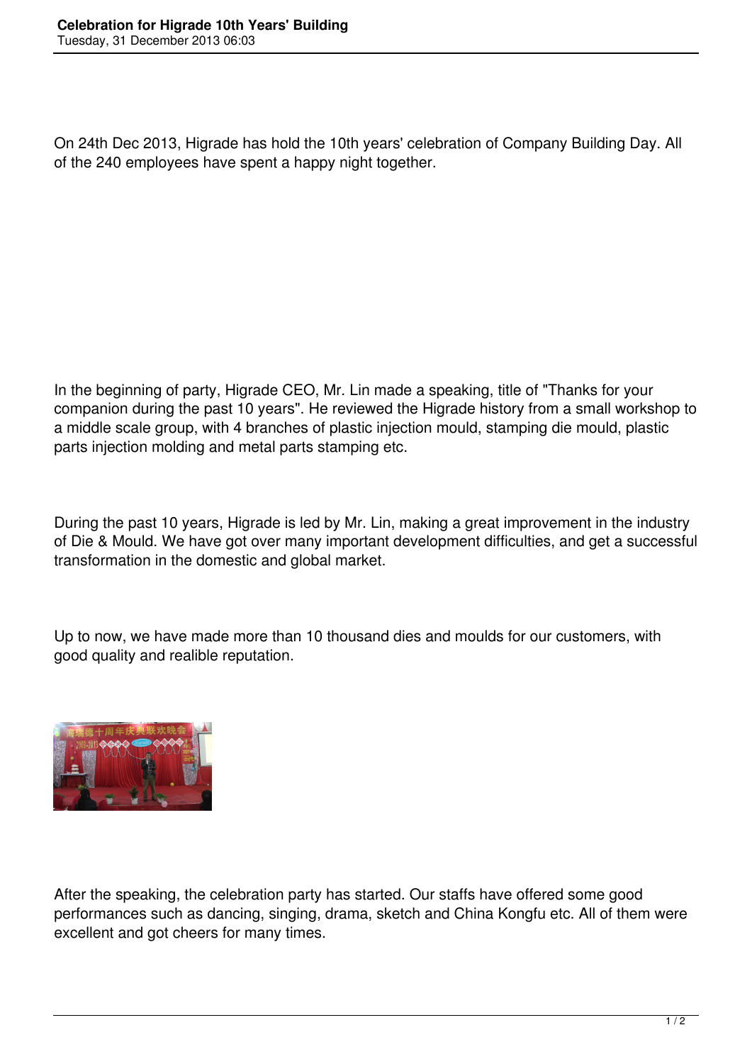# Celebration for Higrade 10th Years' Building

Tuesday, 31 December 2013 06:03

On 24th Dec 2013, Higrade has hold the 10th years' celebration of Company Building Day. All of the 240 employees have spent a happy night together.

In the beginning of party, Higrade CEO, Mr. Lin made a speaking, title of "Thanks for your companion during the past 10 years". He reviewed the Higrade history from a small workshop to a middle scale group, with 4 branches of plastic injection mould, stamping die mould, plastic parts injection molding and metal parts stamping etc.

During the past 10 years, Higrade is led by Mr. Lin, making a great improvement in the industry of Die & Mould. We have got over many important development difficulties, and get a successful transformation in the domestic and global market.

Up to now, we have made more than 10 thousand dies and moulds for our customers, with good quality and realible reputation.

After the speaking, the celebration party has started. Our staffs have offered some good performances such as dancing, singing, drama, sketch and China Kongfu etc. All of them were excellent and got cheers for many times.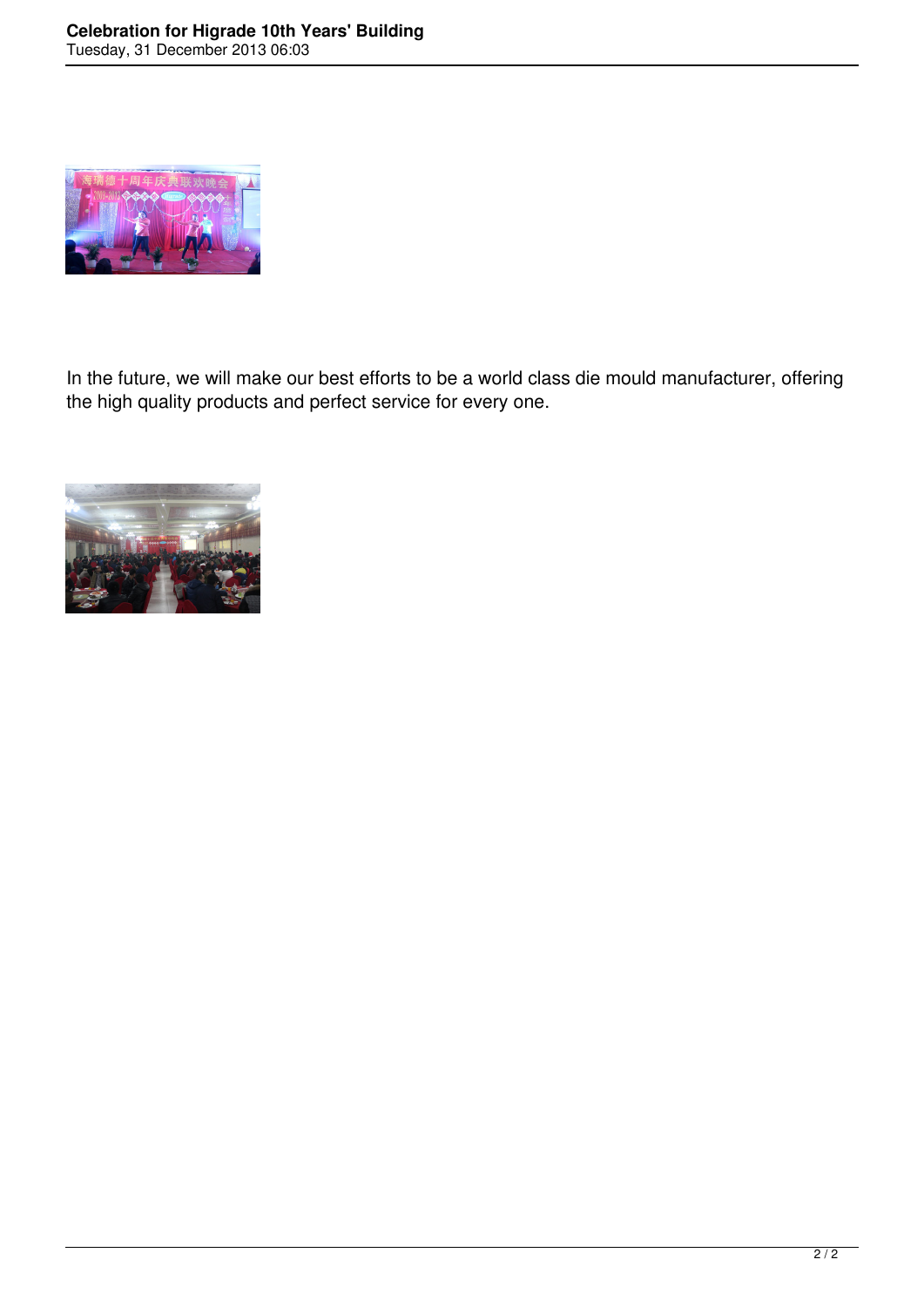In the future, we will make our best efforts to be a world class die mould manufacturer, offering the high quality products and perfect service for every one.